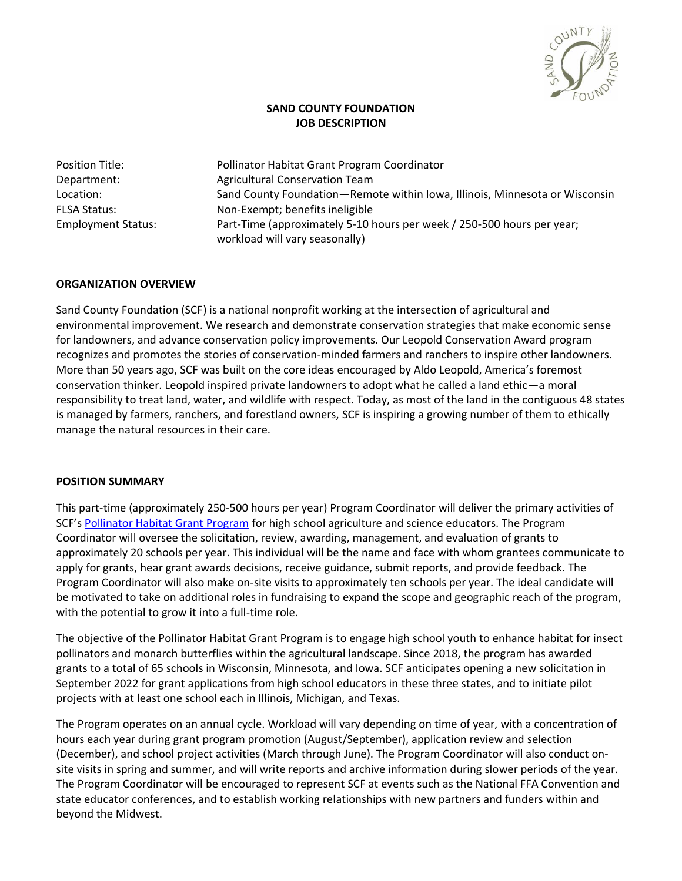**SAND COUNTY FOUNDATION**
**JOB DESCRIPTION**

| | |
|---|---|
| Position Title: | Pollinator Habitat Grant Program Coordinator |
| Department: | Agricultural Conservation Team |
| Location: | Sand County Foundation—Remote within Iowa, Illinois, Minnesota or Wisconsin |
| FLSA Status: | Non-Exempt; benefits ineligible |
| Employment Status: | Part-Time (approximately 5-10 hours per week / 250-500 hours per year; workload will vary seasonally) |

## ORGANIZATION OVERVIEW

Sand County Foundation (SCF) is a national nonprofit working at the intersection of agricultural and environmental improvement. We research and demonstrate conservation strategies that make economic sense for landowners, and advance conservation policy improvements. Our Leopold Conservation Award program recognizes and promotes the stories of conservation-minded farmers and ranchers to inspire other landowners. More than 50 years ago, SCF was built on the core ideas encouraged by Aldo Leopold, America's foremost conservation thinker. Leopold inspired private landowners to adopt what he called a land ethic—a moral responsibility to treat land, water, and wildlife with respect. Today, as most of the land in the contiguous 48 states is managed by farmers, ranchers, and forestland owners, SCF is inspiring a growing number of them to ethically manage the natural resources in their care.

## POSITION SUMMARY

This part-time (approximately 250-500 hours per year) Program Coordinator will deliver the primary activities of SCF's Pollinator Habitat Grant Program for high school agriculture and science educators. The Program Coordinator will oversee the solicitation, review, awarding, management, and evaluation of grants to approximately 20 schools per year. This individual will be the name and face with whom grantees communicate to apply for grants, hear grant awards decisions, receive guidance, submit reports, and provide feedback. The Program Coordinator will also make on-site visits to approximately ten schools per year. The ideal candidate will be motivated to take on additional roles in fundraising to expand the scope and geographic reach of the program, with the potential to grow it into a full-time role.

The objective of the Pollinator Habitat Grant Program is to engage high school youth to enhance habitat for insect pollinators and monarch butterflies within the agricultural landscape. Since 2018, the program has awarded grants to a total of 65 schools in Wisconsin, Minnesota, and Iowa. SCF anticipates opening a new solicitation in September 2022 for grant applications from high school educators in these three states, and to initiate pilot projects with at least one school each in Illinois, Michigan, and Texas.

The Program operates on an annual cycle. Workload will vary depending on time of year, with a concentration of hours each year during grant program promotion (August/September), application review and selection (December), and school project activities (March through June). The Program Coordinator will also conduct on-site visits in spring and summer, and will write reports and archive information during slower periods of the year. The Program Coordinator will be encouraged to represent SCF at events such as the National FFA Convention and state educator conferences, and to establish working relationships with new partners and funders within and beyond the Midwest.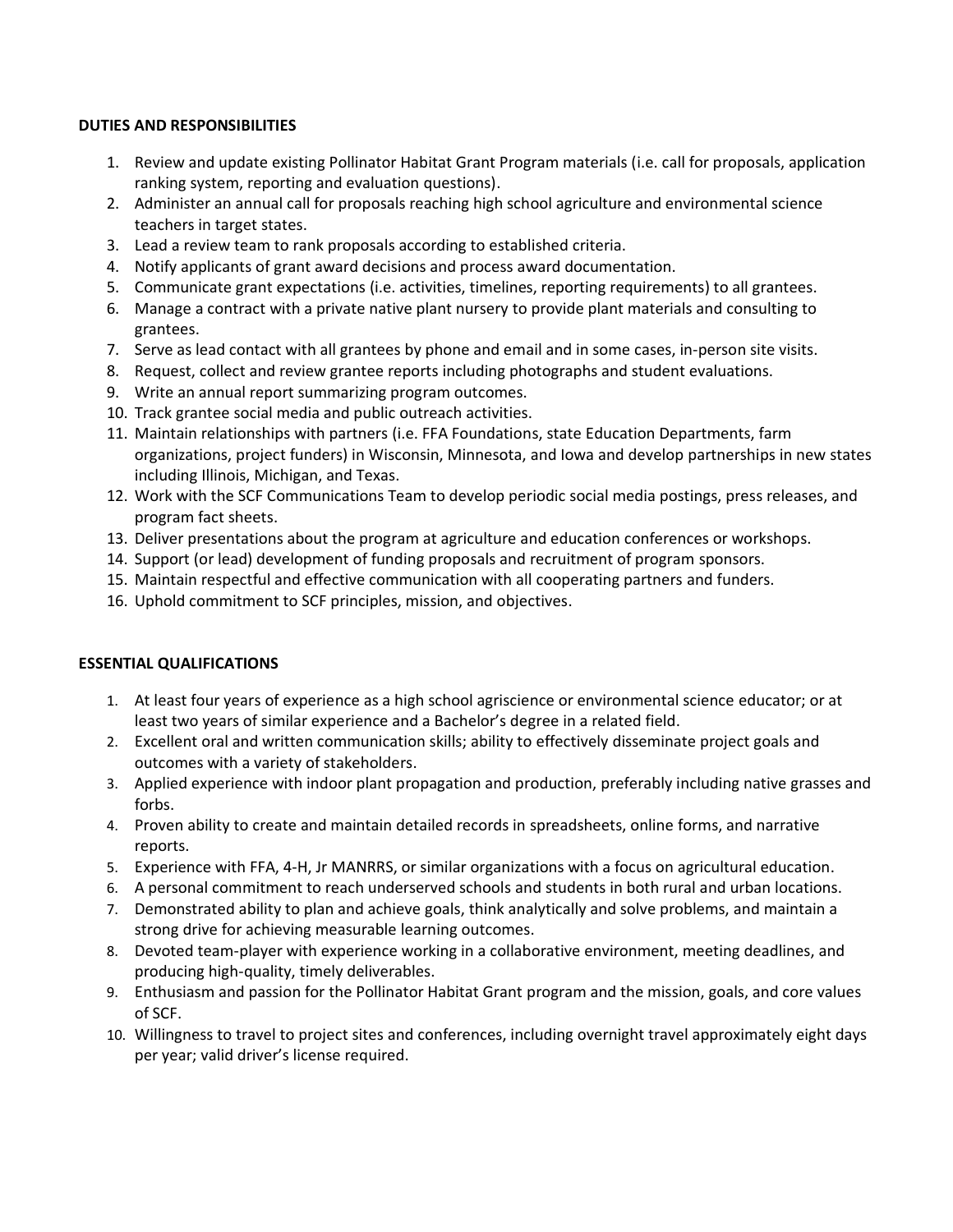**DUTIES AND RESPONSIBILITIES**

1. Review and update existing Pollinator Habitat Grant Program materials (i.e. call for proposals, application ranking system, reporting and evaluation questions).
2. Administer an annual call for proposals reaching high school agriculture and environmental science teachers in target states.
3. Lead a review team to rank proposals according to established criteria.
4. Notify applicants of grant award decisions and process award documentation.
5. Communicate grant expectations (i.e. activities, timelines, reporting requirements) to all grantees.
6. Manage a contract with a private native plant nursery to provide plant materials and consulting to grantees.
7. Serve as lead contact with all grantees by phone and email and in some cases, in-person site visits.
8. Request, collect and review grantee reports including photographs and student evaluations.
9. Write an annual report summarizing program outcomes.
10. Track grantee social media and public outreach activities.
11. Maintain relationships with partners (i.e. FFA Foundations, state Education Departments, farm organizations, project funders) in Wisconsin, Minnesota, and Iowa and develop partnerships in new states including Illinois, Michigan, and Texas.
12. Work with the SCF Communications Team to develop periodic social media postings, press releases, and program fact sheets.
13. Deliver presentations about the program at agriculture and education conferences or workshops.
14. Support (or lead) development of funding proposals and recruitment of program sponsors.
15. Maintain respectful and effective communication with all cooperating partners and funders.
16. Uphold commitment to SCF principles, mission, and objectives.

**ESSENTIAL QUALIFICATIONS**

1. At least four years of experience as a high school agriscience or environmental science educator; or at least two years of similar experience and a Bachelor's degree in a related field.
2. Excellent oral and written communication skills; ability to effectively disseminate project goals and outcomes with a variety of stakeholders.
3. Applied experience with indoor plant propagation and production, preferably including native grasses and forbs.
4. Proven ability to create and maintain detailed records in spreadsheets, online forms, and narrative reports.
5. Experience with FFA, 4-H, Jr MANRRS, or similar organizations with a focus on agricultural education.
6. A personal commitment to reach underserved schools and students in both rural and urban locations.
7. Demonstrated ability to plan and achieve goals, think analytically and solve problems, and maintain a strong drive for achieving measurable learning outcomes.
8. Devoted team-player with experience working in a collaborative environment, meeting deadlines, and producing high-quality, timely deliverables.
9. Enthusiasm and passion for the Pollinator Habitat Grant program and the mission, goals, and core values of SCF.
10. Willingness to travel to project sites and conferences, including overnight travel approximately eight days per year; valid driver's license required.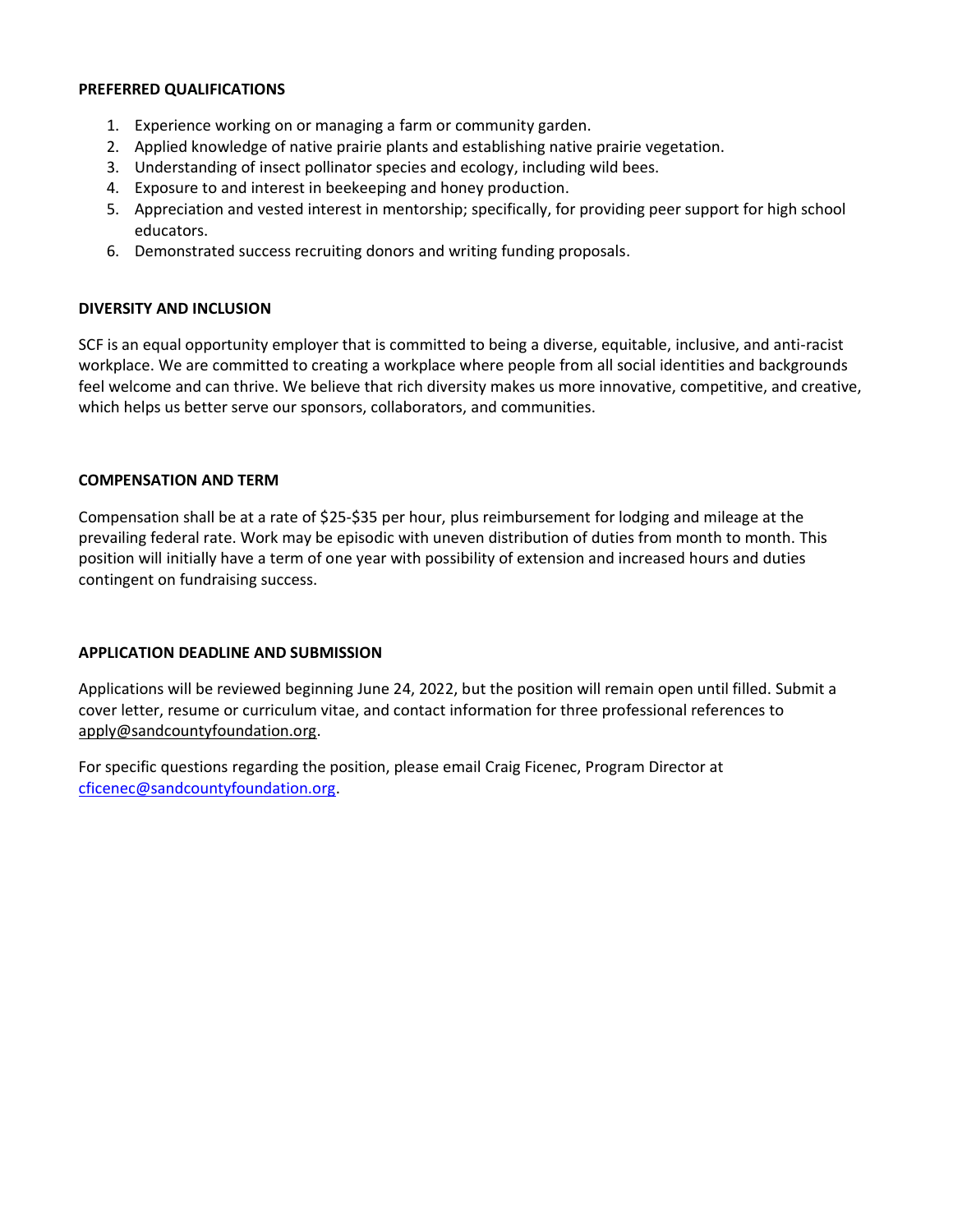**PREFERRED QUALIFICATIONS**

1. Experience working on or managing a farm or community garden.
2. Applied knowledge of native prairie plants and establishing native prairie vegetation.
3. Understanding of insect pollinator species and ecology, including wild bees.
4. Exposure to and interest in beekeeping and honey production.
5. Appreciation and vested interest in mentorship; specifically, for providing peer support for high school educators.
6. Demonstrated success recruiting donors and writing funding proposals.

**DIVERSITY AND INCLUSION**

SCF is an equal opportunity employer that is committed to being a diverse, equitable, inclusive, and anti-racist workplace. We are committed to creating a workplace where people from all social identities and backgrounds feel welcome and can thrive. We believe that rich diversity makes us more innovative, competitive, and creative, which helps us better serve our sponsors, collaborators, and communities.

**COMPENSATION AND TERM**

Compensation shall be at a rate of $25-$35 per hour, plus reimbursement for lodging and mileage at the prevailing federal rate. Work may be episodic with uneven distribution of duties from month to month. This position will initially have a term of one year with possibility of extension and increased hours and duties contingent on fundraising success.

**APPLICATION DEADLINE AND SUBMISSION**

Applications will be reviewed beginning June 24, 2022, but the position will remain open until filled. Submit a cover letter, resume or curriculum vitae, and contact information for three professional references to apply@sandcountyfoundation.org.

For specific questions regarding the position, please email Craig Ficenec, Program Director at cficenec@sandcountyfoundation.org.